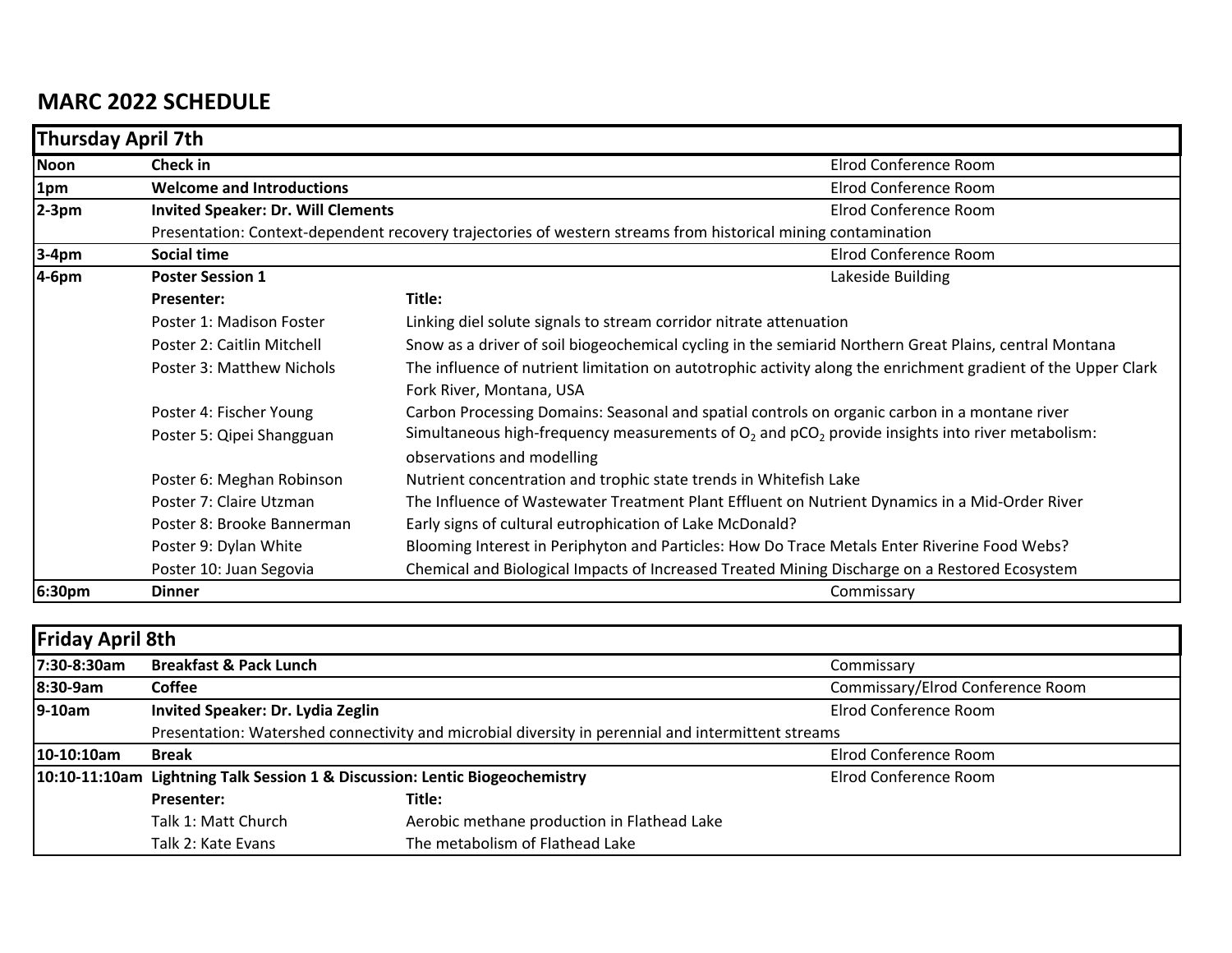# MARC 2022 SCHEDULE

## Thursday April 7th

| Time | Event | | Location |
|---|---|---|---|
| Noon | **Check in** | | Elrod Conference Room |
| 1pm | **Welcome and Introductions** | | Elrod Conference Room |
| 2-3pm | **Invited Speaker: Dr. Will Clements** | | Elrod Conference Room |
| | Presentation: Context-dependent recovery trajectories of western streams from historical mining contamination | | |
| 3-4pm | **Social time** | | Elrod Conference Room |
| 4-6pm | **Poster Session 1** | | Lakeside Building |
| | **Presenter:** | **Title:** | |
| | Poster 1: Madison Foster | Linking diel solute signals to stream corridor nitrate attenuation | |
| | Poster 2: Caitlin Mitchell | Snow as a driver of soil biogeochemical cycling in the semiarid Northern Great Plains, central Montana | |
| | Poster 3: Matthew Nichols | The influence of nutrient limitation on autotrophic activity along the enrichment gradient of the Upper Clark Fork River, Montana, USA | |
| | Poster 4: Fischer Young | Carbon Processing Domains: Seasonal and spatial controls on organic carbon in a montane river | |
| | Poster 5: Qipei Shangguan | Simultaneous high-frequency measurements of $O_2$ and $pCO_2$ provide insights into river metabolism: observations and modelling | |
| | Poster 6: Meghan Robinson | Nutrient concentration and trophic state trends in Whitefish Lake | |
| | Poster 7: Claire Utzman | The Influence of Wastewater Treatment Plant Effluent on Nutrient Dynamics in a Mid-Order River | |
| | Poster 8: Brooke Bannerman | Early signs of cultural eutrophication of Lake McDonald? | |
| | Poster 9: Dylan White | Blooming Interest in Periphyton and Particles: How Do Trace Metals Enter Riverine Food Webs? | |
| | Poster 10: Juan Segovia | Chemical and Biological Impacts of Increased Treated Mining Discharge on a Restored Ecosystem | |
| 6:30pm | **Dinner** | | Commissary |

## Friday April 8th

| Time | Event | | Location |
|---|---|---|---|
| 7:30-8:30am | **Breakfast & Pack Lunch** | | Commissary |
| 8:30-9am | **Coffee** | | Commissary/Elrod Conference Room |
| 9-10am | **Invited Speaker: Dr. Lydia Zeglin** | | Elrod Conference Room |
| | Presentation: Watershed connectivity and microbial diversity in perennial and intermittent streams | | |
| 10-10:10am | **Break** | | Elrod Conference Room |
| 10:10-11:10am | **Lightning Talk Session 1 & Discussion: Lentic Biogeochemistry** | | Elrod Conference Room |
| | **Presenter:** | **Title:** | |
| | Talk 1: Matt Church | Aerobic methane production in Flathead Lake | |
| | Talk 2: Kate Evans | The metabolism of Flathead Lake | |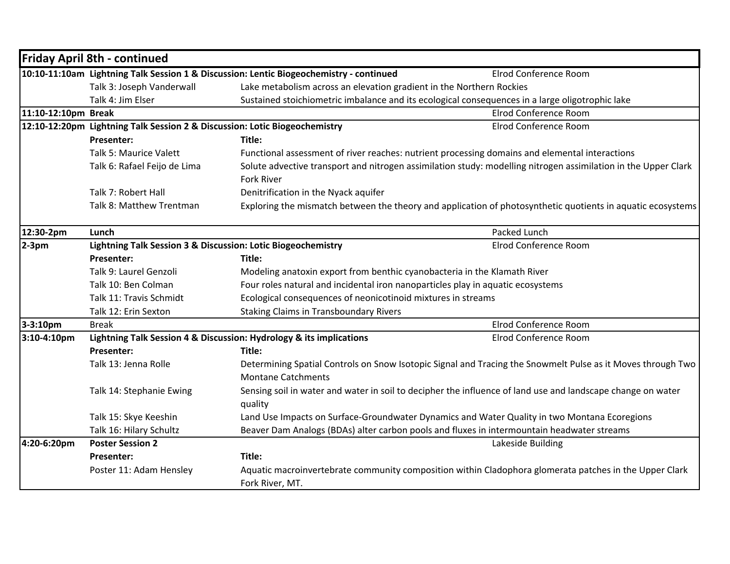## Friday April 8th - continued

| Time | Session / Presenter | Title | Location |
|---|---|---|---|
| **10:10-11:10am** | **Lightning Talk Session 1 & Discussion: Lentic Biogeochemistry - continued** | | Elrod Conference Room |
| | Talk 3: Joseph Vanderwall | Lake metabolism across an elevation gradient in the Northern Rockies | |
| | Talk 4: Jim Elser | Sustained stoichiometric imbalance and its ecological consequences in a large oligotrophic lake | |
| **11:10-12:10pm** | **Break** | | Elrod Conference Room |
| **12:10-12:20pm** | **Lightning Talk Session 2 & Discussion: Lotic Biogeochemistry** | | Elrod Conference Room |
| | **Presenter:** | **Title:** | |
| | Talk 5: Maurice Valett | Functional assessment of river reaches: nutrient processing domains and elemental interactions | |
| | Talk 6: Rafael Feijo de Lima | Solute advective transport and nitrogen assimilation study: modelling nitrogen assimilation in the Upper Clark Fork River | |
| | Talk 7: Robert Hall | Denitrification in the Nyack aquifer | |
| | Talk 8: Matthew Trentman | Exploring the mismatch between the theory and application of photosynthetic quotients in aquatic ecosystems | |
| **12:30-2pm** | **Lunch** | | Packed Lunch |
| **2-3pm** | **Lightning Talk Session 3 & Discussion: Lotic Biogeochemistry** | | Elrod Conference Room |
| | **Presenter:** | **Title:** | |
| | Talk 9: Laurel Genzoli | Modeling anatoxin export from benthic cyanobacteria in the Klamath River | |
| | Talk 10: Ben Colman | Four roles natural and incidental iron nanoparticles play in aquatic ecosystems | |
| | Talk 11: Travis Schmidt | Ecological consequences of neonicotinoid mixtures in streams | |
| | Talk 12: Erin Sexton | Staking Claims in Transboundary Rivers | |
| **3-3:10pm** | Break | | Elrod Conference Room |
| **3:10-4:10pm** | **Lightning Talk Session 4 & Discussion: Hydrology & its implications** | | Elrod Conference Room |
| | **Presenter:** | **Title:** | |
| | Talk 13: Jenna Rolle | Determining Spatial Controls on Snow Isotopic Signal and Tracing the Snowmelt Pulse as it Moves through Two Montane Catchments | |
| | Talk 14: Stephanie Ewing | Sensing soil in water and water in soil to decipher the influence of land use and landscape change on water quality | |
| | Talk 15: Skye Keeshin | Land Use Impacts on Surface-Groundwater Dynamics and Water Quality in two Montana Ecoregions | |
| | Talk 16: Hilary Schultz | Beaver Dam Analogs (BDAs) alter carbon pools and fluxes in intermountain headwater streams | |
| **4:20-6:20pm** | **Poster Session 2** | | Lakeside Building |
| | **Presenter:** | **Title:** | |
| | Poster 11: Adam Hensley | Aquatic macroinvertebrate community composition within Cladophora glomerata patches in the Upper Clark Fork River, MT. | |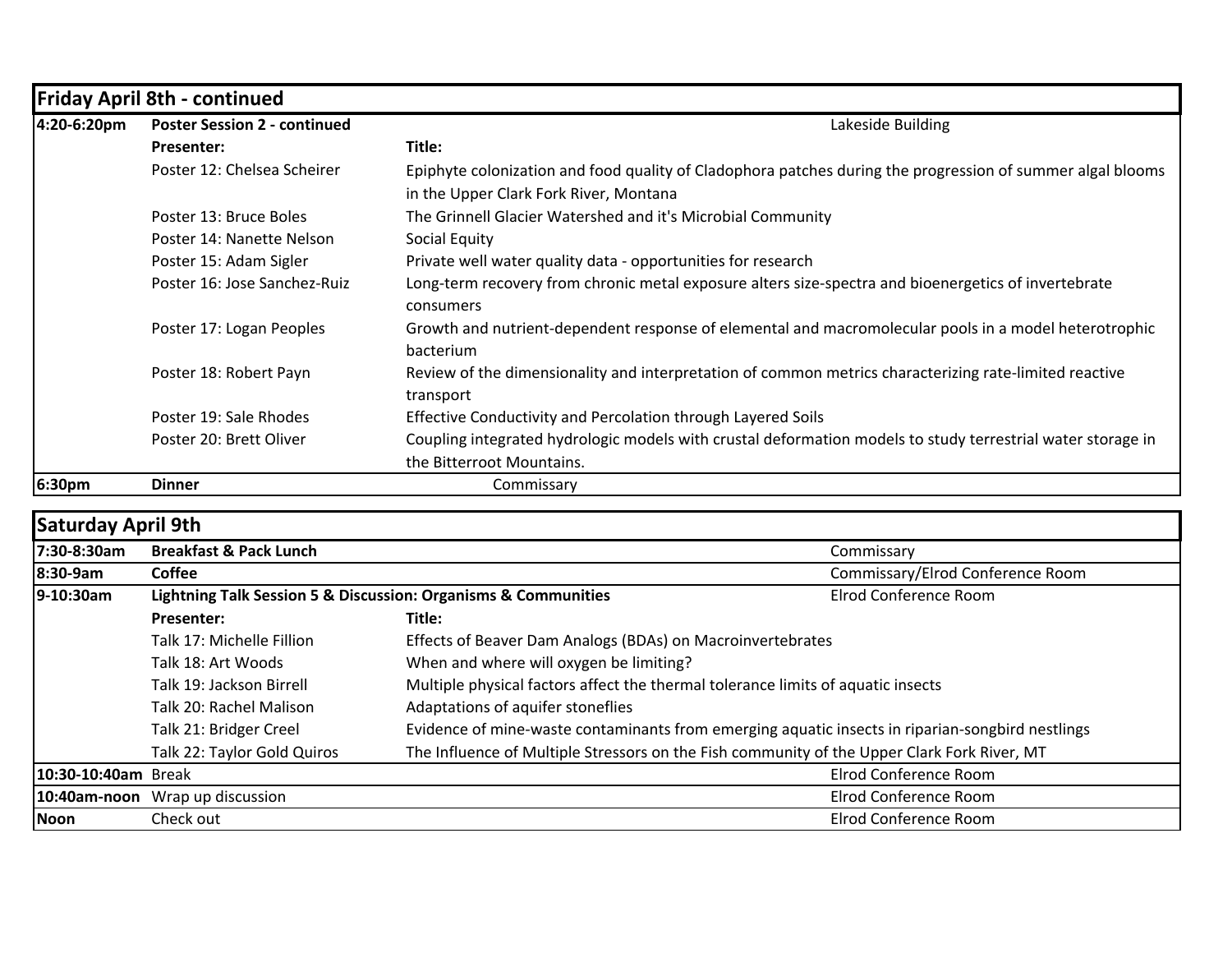## Friday April 8th - continued

| | | | |
|---|---|---|---|
| **4:20-6:20pm** | **Poster Session 2 - continued** | | Lakeside Building |
| | **Presenter:** | **Title:** | |
| | Poster 12: Chelsea Scheirer | Epiphyte colonization and food quality of Cladophora patches during the progression of summer algal blooms in the Upper Clark Fork River, Montana | |
| | Poster 13: Bruce Boles | The Grinnell Glacier Watershed and it's Microbial Community | |
| | Poster 14: Nanette Nelson | Social Equity | |
| | Poster 15: Adam Sigler | Private well water quality data - opportunities for research | |
| | Poster 16: Jose Sanchez-Ruiz | Long-term recovery from chronic metal exposure alters size-spectra and bioenergetics of invertebrate consumers | |
| | Poster 17: Logan Peoples | Growth and nutrient-dependent response of elemental and macromolecular pools in a model heterotrophic bacterium | |
| | Poster 18: Robert Payn | Review of the dimensionality and interpretation of common metrics characterizing rate-limited reactive transport | |
| | Poster 19: Sale Rhodes | Effective Conductivity and Percolation through Layered Soils | |
| | Poster 20: Brett Oliver | Coupling integrated hydrologic models with crustal deformation models to study terrestrial water storage in the Bitterroot Mountains. | |
| **6:30pm** | **Dinner** | Commissary | |

## Saturday April 9th

| | | | |
|---|---|---|---|
| **7:30-8:30am** | **Breakfast & Pack Lunch** | | Commissary |
| **8:30-9am** | **Coffee** | | Commissary/Elrod Conference Room |
| **9-10:30am** | **Lightning Talk Session 5 & Discussion: Organisms & Communities** | | Elrod Conference Room |
| | **Presenter:** | **Title:** | |
| | Talk 17: Michelle Fillion | Effects of Beaver Dam Analogs (BDAs) on Macroinvertebrates | |
| | Talk 18: Art Woods | When and where will oxygen be limiting? | |
| | Talk 19: Jackson Birrell | Multiple physical factors affect the thermal tolerance limits of aquatic insects | |
| | Talk 20: Rachel Malison | Adaptations of aquifer stoneflies | |
| | Talk 21: Bridger Creel | Evidence of mine-waste contaminants from emerging aquatic insects in riparian-songbird nestlings | |
| | Talk 22: Taylor Gold Quiros | The Influence of Multiple Stressors on the Fish community of the Upper Clark Fork River, MT | |
| **10:30-10:40am** | Break | | Elrod Conference Room |
| **10:40am-noon** | Wrap up discussion | | Elrod Conference Room |
| **Noon** | Check out | | Elrod Conference Room |